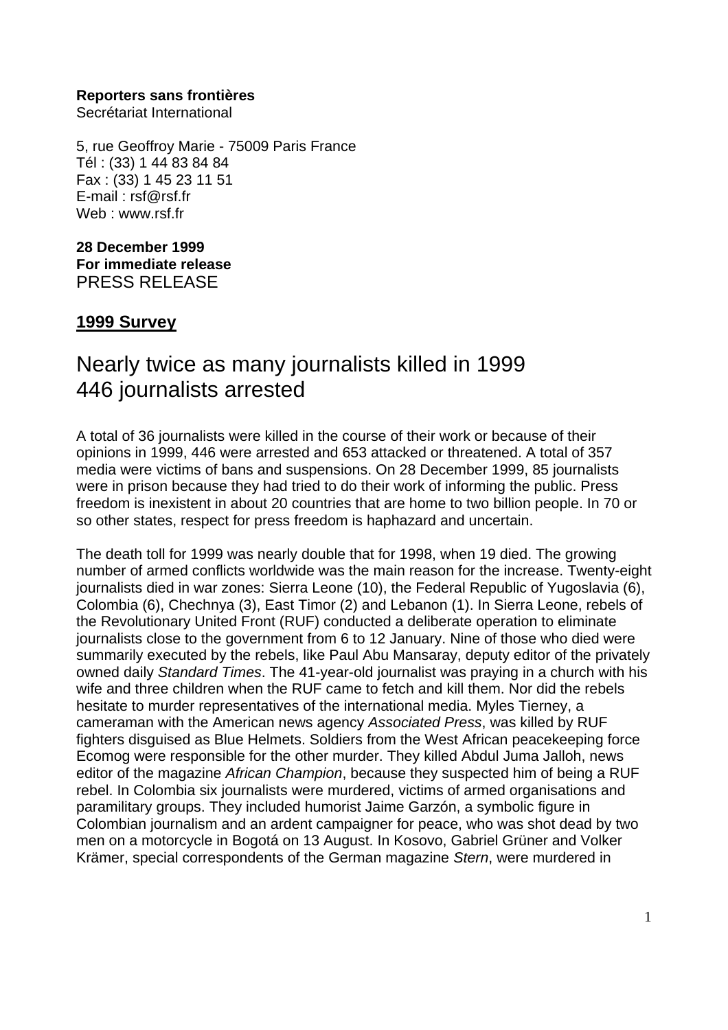**Reporters sans frontières**
Secrétariat International

5, rue Geoffroy Marie - 75009 Paris France
Tél : (33) 1 44 83 84 84
Fax : (33) 1 45 23 11 51
E-mail : rsf@rsf.fr
Web : www.rsf.fr

**28 December 1999**
**For immediate release**
PRESS RELEASE

## 1999 Survey

# Nearly twice as many journalists killed in 1999
# 446 journalists arrested

A total of 36 journalists were killed in the course of their work or because of their opinions in 1999, 446 were arrested and 653 attacked or threatened. A total of 357 media were victims of bans and suspensions. On 28 December 1999, 85 journalists were in prison because they had tried to do their work of informing the public. Press freedom is inexistent in about 20 countries that are home to two billion people. In 70 or so other states, respect for press freedom is haphazard and uncertain.

The death toll for 1999 was nearly double that for 1998, when 19 died. The growing number of armed conflicts worldwide was the main reason for the increase. Twenty-eight journalists died in war zones: Sierra Leone (10), the Federal Republic of Yugoslavia (6), Colombia (6), Chechnya (3), East Timor (2) and Lebanon (1). In Sierra Leone, rebels of the Revolutionary United Front (RUF) conducted a deliberate operation to eliminate journalists close to the government from 6 to 12 January. Nine of those who died were summarily executed by the rebels, like Paul Abu Mansaray, deputy editor of the privately owned daily *Standard Times*. The 41-year-old journalist was praying in a church with his wife and three children when the RUF came to fetch and kill them. Nor did the rebels hesitate to murder representatives of the international media. Myles Tierney, a cameraman with the American news agency *Associated Press*, was killed by RUF fighters disguised as Blue Helmets. Soldiers from the West African peacekeeping force Ecomog were responsible for the other murder. They killed Abdul Juma Jalloh, news editor of the magazine *African Champion*, because they suspected him of being a RUF rebel. In Colombia six journalists were murdered, victims of armed organisations and paramilitary groups. They included humorist Jaime Garzón, a symbolic figure in Colombian journalism and an ardent campaigner for peace, who was shot dead by two men on a motorcycle in Bogotá on 13 August. In Kosovo, Gabriel Grüner and Volker Krämer, special correspondents of the German magazine *Stern*, were murdered in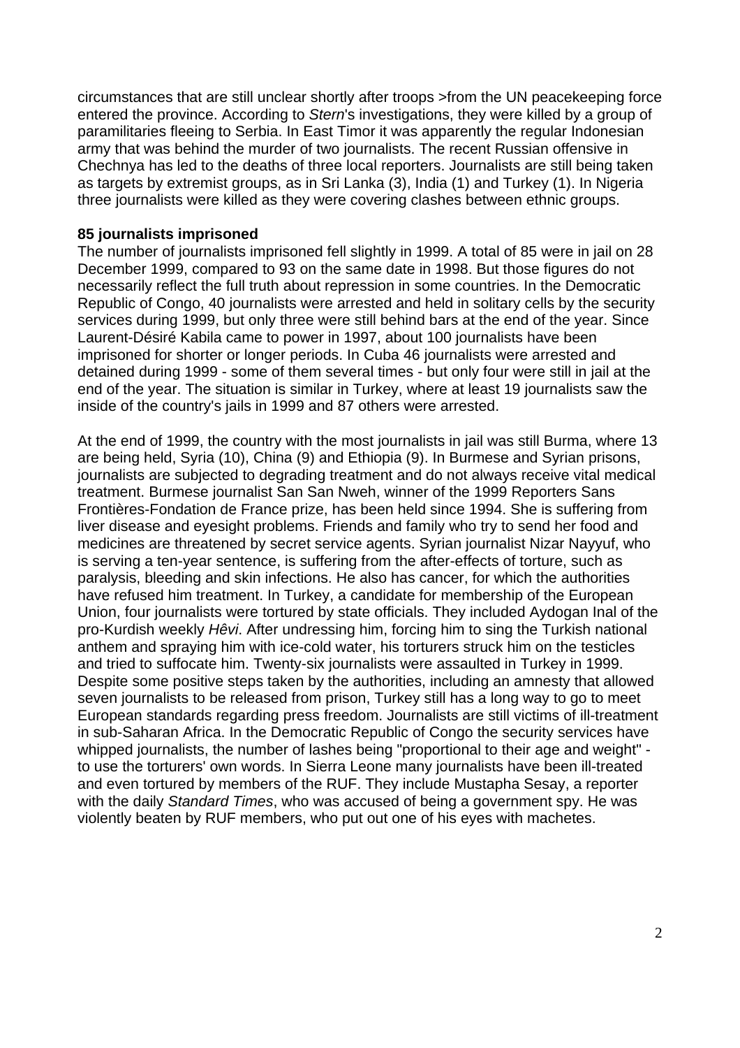circumstances that are still unclear shortly after troops >from the UN peacekeeping force entered the province. According to *Stern*'s investigations, they were killed by a group of paramilitaries fleeing to Serbia. In East Timor it was apparently the regular Indonesian army that was behind the murder of two journalists. The recent Russian offensive in Chechnya has led to the deaths of three local reporters. Journalists are still being taken as targets by extremist groups, as in Sri Lanka (3), India (1) and Turkey (1). In Nigeria three journalists were killed as they were covering clashes between ethnic groups.

**85 journalists imprisoned**

The number of journalists imprisoned fell slightly in 1999. A total of 85 were in jail on 28 December 1999, compared to 93 on the same date in 1998. But those figures do not necessarily reflect the full truth about repression in some countries. In the Democratic Republic of Congo, 40 journalists were arrested and held in solitary cells by the security services during 1999, but only three were still behind bars at the end of the year. Since Laurent-Désiré Kabila came to power in 1997, about 100 journalists have been imprisoned for shorter or longer periods. In Cuba 46 journalists were arrested and detained during 1999 - some of them several times - but only four were still in jail at the end of the year. The situation is similar in Turkey, where at least 19 journalists saw the inside of the country's jails in 1999 and 87 others were arrested.

At the end of 1999, the country with the most journalists in jail was still Burma, where 13 are being held, Syria (10), China (9) and Ethiopia (9). In Burmese and Syrian prisons, journalists are subjected to degrading treatment and do not always receive vital medical treatment. Burmese journalist San San Nweh, winner of the 1999 Reporters Sans Frontières-Fondation de France prize, has been held since 1994. She is suffering from liver disease and eyesight problems. Friends and family who try to send her food and medicines are threatened by secret service agents. Syrian journalist Nizar Nayyuf, who is serving a ten-year sentence, is suffering from the after-effects of torture, such as paralysis, bleeding and skin infections. He also has cancer, for which the authorities have refused him treatment. In Turkey, a candidate for membership of the European Union, four journalists were tortured by state officials. They included Aydogan Inal of the pro-Kurdish weekly *Hêvi*. After undressing him, forcing him to sing the Turkish national anthem and spraying him with ice-cold water, his torturers struck him on the testicles and tried to suffocate him. Twenty-six journalists were assaulted in Turkey in 1999. Despite some positive steps taken by the authorities, including an amnesty that allowed seven journalists to be released from prison, Turkey still has a long way to go to meet European standards regarding press freedom. Journalists are still victims of ill-treatment in sub-Saharan Africa. In the Democratic Republic of Congo the security services have whipped journalists, the number of lashes being "proportional to their age and weight" - to use the torturers' own words. In Sierra Leone many journalists have been ill-treated and even tortured by members of the RUF. They include Mustapha Sesay, a reporter with the daily *Standard Times*, who was accused of being a government spy. He was violently beaten by RUF members, who put out one of his eyes with machetes.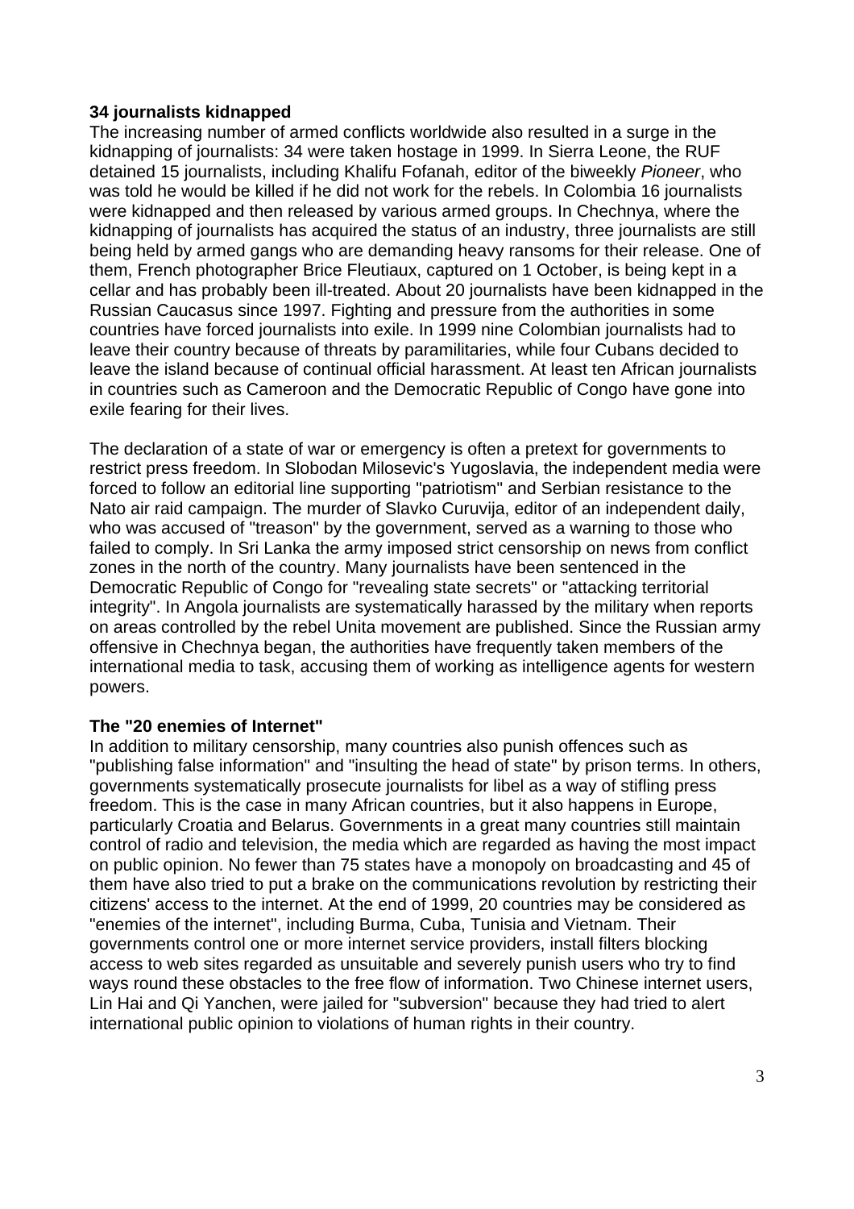**34 journalists kidnapped**

The increasing number of armed conflicts worldwide also resulted in a surge in the kidnapping of journalists: 34 were taken hostage in 1999. In Sierra Leone, the RUF detained 15 journalists, including Khalifu Fofanah, editor of the biweekly *Pioneer*, who was told he would be killed if he did not work for the rebels. In Colombia 16 journalists were kidnapped and then released by various armed groups. In Chechnya, where the kidnapping of journalists has acquired the status of an industry, three journalists are still being held by armed gangs who are demanding heavy ransoms for their release. One of them, French photographer Brice Fleutiaux, captured on 1 October, is being kept in a cellar and has probably been ill-treated. About 20 journalists have been kidnapped in the Russian Caucasus since 1997. Fighting and pressure from the authorities in some countries have forced journalists into exile. In 1999 nine Colombian journalists had to leave their country because of threats by paramilitaries, while four Cubans decided to leave the island because of continual official harassment. At least ten African journalists in countries such as Cameroon and the Democratic Republic of Congo have gone into exile fearing for their lives.

The declaration of a state of war or emergency is often a pretext for governments to restrict press freedom. In Slobodan Milosevic's Yugoslavia, the independent media were forced to follow an editorial line supporting "patriotism" and Serbian resistance to the Nato air raid campaign. The murder of Slavko Curuvija, editor of an independent daily, who was accused of "treason" by the government, served as a warning to those who failed to comply. In Sri Lanka the army imposed strict censorship on news from conflict zones in the north of the country. Many journalists have been sentenced in the Democratic Republic of Congo for "revealing state secrets" or "attacking territorial integrity". In Angola journalists are systematically harassed by the military when reports on areas controlled by the rebel Unita movement are published. Since the Russian army offensive in Chechnya began, the authorities have frequently taken members of the international media to task, accusing them of working as intelligence agents for western powers.

**The "20 enemies of Internet"**

In addition to military censorship, many countries also punish offences such as "publishing false information" and "insulting the head of state" by prison terms. In others, governments systematically prosecute journalists for libel as a way of stifling press freedom. This is the case in many African countries, but it also happens in Europe, particularly Croatia and Belarus. Governments in a great many countries still maintain control of radio and television, the media which are regarded as having the most impact on public opinion. No fewer than 75 states have a monopoly on broadcasting and 45 of them have also tried to put a brake on the communications revolution by restricting their citizens' access to the internet. At the end of 1999, 20 countries may be considered as "enemies of the internet", including Burma, Cuba, Tunisia and Vietnam. Their governments control one or more internet service providers, install filters blocking access to web sites regarded as unsuitable and severely punish users who try to find ways round these obstacles to the free flow of information. Two Chinese internet users, Lin Hai and Qi Yanchen, were jailed for "subversion" because they had tried to alert international public opinion to violations of human rights in their country.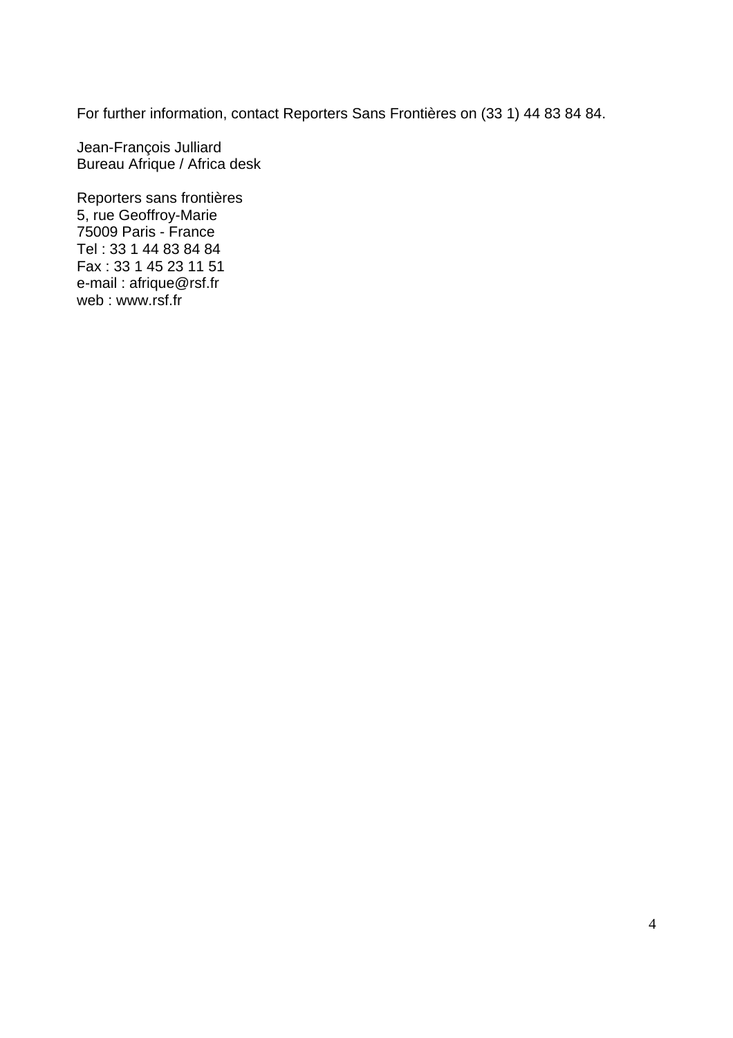For further information, contact Reporters Sans Frontières on (33 1) 44 83 84 84.

Jean-François Julliard  
Bureau Afrique / Africa desk

Reporters sans frontières  
5, rue Geoffroy-Marie  
75009 Paris - France  
Tel : 33 1 44 83 84 84  
Fax : 33 1 45 23 11 51  
e-mail : afrique@rsf.fr  
web : www.rsf.fr